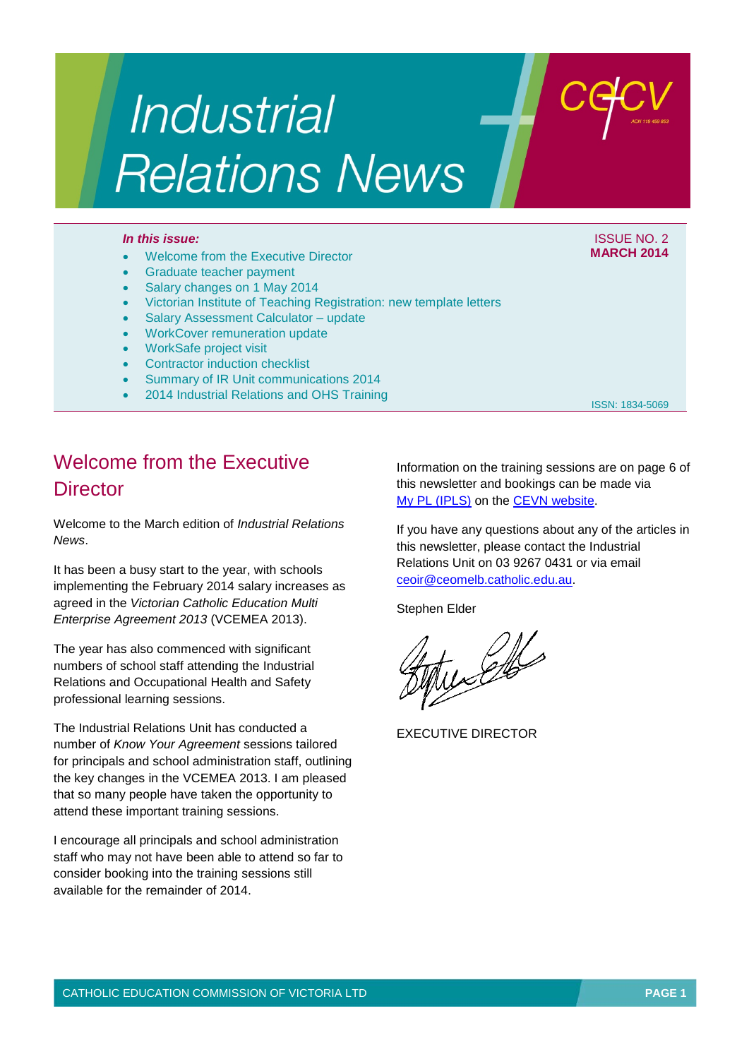# Industrial Relations News

cecv

ISSUE NO. 2
**MARCH 2014**

ISSN: 1834-5069

***In this issue:***

- Welcome from the Executive Director
- Graduate teacher payment
- Salary changes on 1 May 2014
- Victorian Institute of Teaching Registration: new template letters
- Salary Assessment Calculator – update
- WorkCover remuneration update
- WorkSafe project visit
- Contractor induction checklist
- Summary of IR Unit communications 2014
- 2014 Industrial Relations and OHS Training

## Welcome from the Executive Director

Welcome to the March edition of *Industrial Relations News*.

It has been a busy start to the year, with schools implementing the February 2014 salary increases as agreed in the *Victorian Catholic Education Multi Enterprise Agreement 2013* (VCEMEA 2013).

The year has also commenced with significant numbers of school staff attending the Industrial Relations and Occupational Health and Safety professional learning sessions.

The Industrial Relations Unit has conducted a number of *Know Your Agreement* sessions tailored for principals and school administration staff, outlining the key changes in the VCEMEA 2013. I am pleased that so many people have taken the opportunity to attend these important training sessions.

I encourage all principals and school administration staff who may not have been able to attend so far to consider booking into the training sessions still available for the remainder of 2014.

Information on the training sessions are on page 6 of this newsletter and bookings can be made via My PL (IPLS) on the CEVN website.

If you have any questions about any of the articles in this newsletter, please contact the Industrial Relations Unit on 03 9267 0431 or via email ceoir@ceomelb.catholic.edu.au.

Stephen Elder

EXECUTIVE DIRECTOR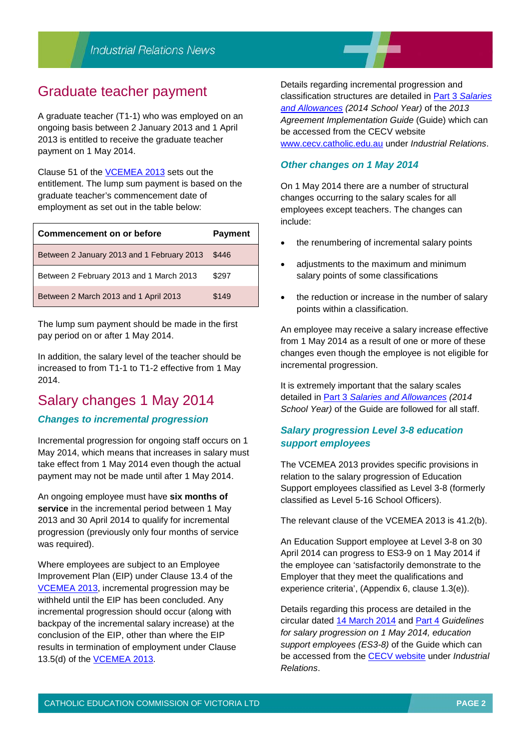## Graduate teacher payment

A graduate teacher (T1-1) who was employed on an ongoing basis between 2 January 2013 and 1 April 2013 is entitled to receive the graduate teacher payment on 1 May 2014.

Clause 51 of the VCEMEA 2013 sets out the entitlement. The lump sum payment is based on the graduate teacher's commencement date of employment as set out in the table below:

| Commencement on or before | Payment |
|---|---|
| Between 2 January 2013 and 1 February 2013 | $446 |
| Between 2 February 2013 and 1 March 2013 | $297 |
| Between 2 March 2013 and 1 April 2013 | $149 |

The lump sum payment should be made in the first pay period on or after 1 May 2014.

In addition, the salary level of the teacher should be increased to from T1-1 to T1-2 effective from 1 May 2014.

## Salary changes 1 May 2014

### *Changes to incremental progression*

Incremental progression for ongoing staff occurs on 1 May 2014, which means that increases in salary must take effect from 1 May 2014 even though the actual payment may not be made until after 1 May 2014.

An ongoing employee must have **six months of service** in the incremental period between 1 May 2013 and 30 April 2014 to qualify for incremental progression (previously only four months of service was required).

Where employees are subject to an Employee Improvement Plan (EIP) under Clause 13.4 of the VCEMEA 2013, incremental progression may be withheld until the EIP has been concluded. Any incremental progression should occur (along with backpay of the incremental salary increase) at the conclusion of the EIP, other than where the EIP results in termination of employment under Clause 13.5(d) of the VCEMEA 2013.

Details regarding incremental progression and classification structures are detailed in Part 3 *Salaries and Allowances* *(2014 School Year)* of the *2013 Agreement Implementation Guide* (Guide) which can be accessed from the CECV website www.cecv.catholic.edu.au under *Industrial Relations*.

### *Other changes on 1 May 2014*

On 1 May 2014 there are a number of structural changes occurring to the salary scales for all employees except teachers. The changes can include:

- the renumbering of incremental salary points
- adjustments to the maximum and minimum salary points of some classifications
- the reduction or increase in the number of salary points within a classification.

An employee may receive a salary increase effective from 1 May 2014 as a result of one or more of these changes even though the employee is not eligible for incremental progression.

It is extremely important that the salary scales detailed in Part 3 *Salaries and Allowances* *(2014 School Year)* of the Guide are followed for all staff.

### *Salary progression Level 3-8 education support employees*

The VCEMEA 2013 provides specific provisions in relation to the salary progression of Education Support employees classified as Level 3-8 (formerly classified as Level 5-16 School Officers).

The relevant clause of the VCEMEA 2013 is 41.2(b).

An Education Support employee at Level 3-8 on 30 April 2014 can progress to ES3-9 on 1 May 2014 if the employee can 'satisfactorily demonstrate to the Employer that they meet the qualifications and experience criteria', (Appendix 6, clause 1.3(e)).

Details regarding this process are detailed in the circular dated 14 March 2014 and Part 4 *Guidelines for salary progression on 1 May 2014, education support employees (ES3-8)* of the Guide which can be accessed from the CECV website under *Industrial Relations*.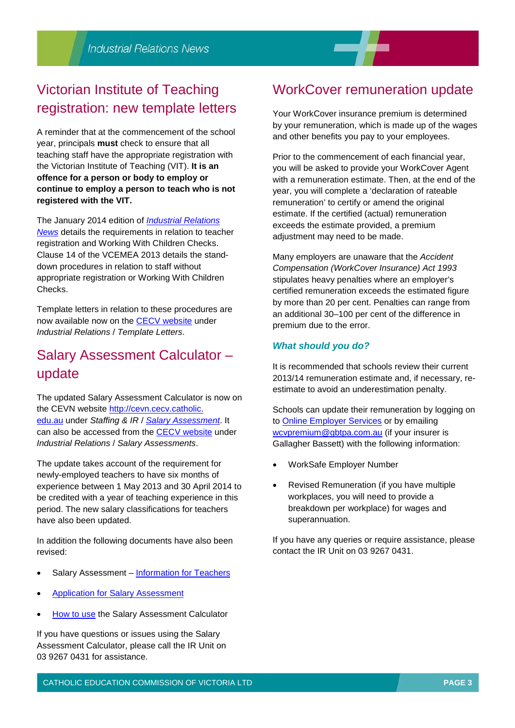## Victorian Institute of Teaching registration: new template letters

A reminder that at the commencement of the school year, principals **must** check to ensure that all teaching staff have the appropriate registration with the Victorian Institute of Teaching (VIT). **It is an offence for a person or body to employ or continue to employ a person to teach who is not registered with the VIT.**

The January 2014 edition of *Industrial Relations News* details the requirements in relation to teacher registration and Working With Children Checks. Clause 14 of the VCEMEA 2013 details the stand-down procedures in relation to staff without appropriate registration or Working With Children Checks.

Template letters in relation to these procedures are now available now on the CECV website under *Industrial Relations* / *Template Letters*.

## Salary Assessment Calculator – update

The updated Salary Assessment Calculator is now on the CEVN website http://cevn.cecv.catholic.edu.au under *Staffing & IR* / *Salary Assessment*. It can also be accessed from the CECV website under *Industrial Relations* / *Salary Assessments*.

The update takes account of the requirement for newly-employed teachers to have six months of experience between 1 May 2013 and 30 April 2014 to be credited with a year of teaching experience in this period. The new salary classifications for teachers have also been updated.

In addition the following documents have also been revised:

- Salary Assessment – Information for Teachers
- Application for Salary Assessment
- How to use the Salary Assessment Calculator

If you have questions or issues using the Salary Assessment Calculator, please call the IR Unit on 03 9267 0431 for assistance.

## WorkCover remuneration update

Your WorkCover insurance premium is determined by your remuneration, which is made up of the wages and other benefits you pay to your employees.

Prior to the commencement of each financial year, you will be asked to provide your WorkCover Agent with a remuneration estimate. Then, at the end of the year, you will complete a 'declaration of rateable remuneration' to certify or amend the original estimate. If the certified (actual) remuneration exceeds the estimate provided, a premium adjustment may need to be made.

Many employers are unaware that the *Accident Compensation (WorkCover Insurance) Act 1993* stipulates heavy penalties where an employer's certified remuneration exceeds the estimated figure by more than 20 per cent. Penalties can range from an additional 30–100 per cent of the difference in premium due to the error.

### *What should you do?*

It is recommended that schools review their current 2013/14 remuneration estimate and, if necessary, re-estimate to avoid an underestimation penalty.

Schools can update their remuneration by logging on to Online Employer Services or by emailing wcvpremium@gbtpa.com.au (if your insurer is Gallagher Bassett) with the following information:

- WorkSafe Employer Number
- Revised Remuneration (if you have multiple workplaces, you will need to provide a breakdown per workplace) for wages and superannuation.

If you have any queries or require assistance, please contact the IR Unit on 03 9267 0431.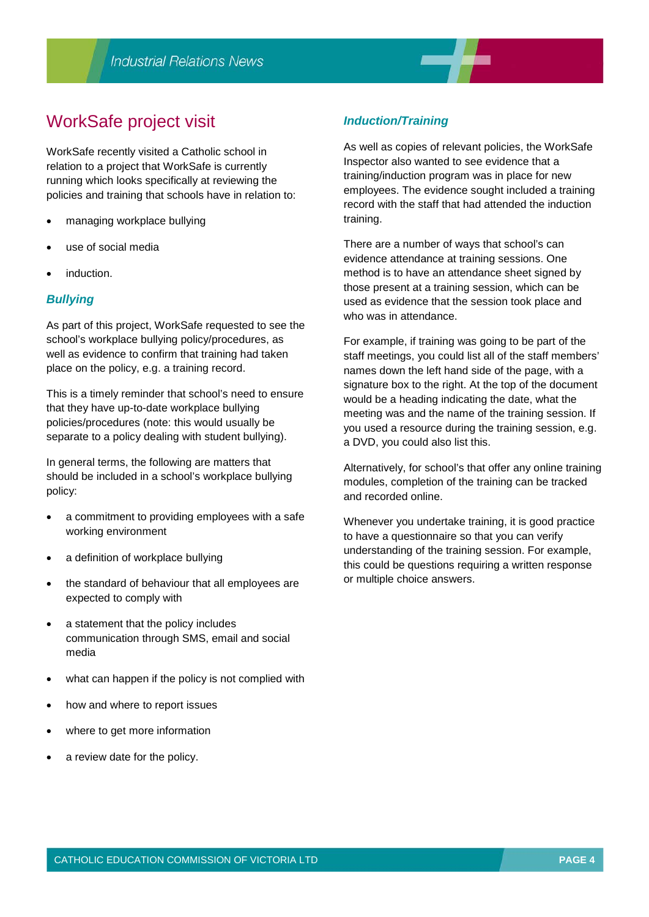## WorkSafe project visit

WorkSafe recently visited a Catholic school in relation to a project that WorkSafe is currently running which looks specifically at reviewing the policies and training that schools have in relation to:

- managing workplace bullying
- use of social media
- induction.

### *Bullying*

As part of this project, WorkSafe requested to see the school's workplace bullying policy/procedures, as well as evidence to confirm that training had taken place on the policy, e.g. a training record.

This is a timely reminder that school's need to ensure that they have up-to-date workplace bullying policies/procedures (note: this would usually be separate to a policy dealing with student bullying).

In general terms, the following are matters that should be included in a school's workplace bullying policy:

- a commitment to providing employees with a safe working environment
- a definition of workplace bullying
- the standard of behaviour that all employees are expected to comply with
- a statement that the policy includes communication through SMS, email and social media
- what can happen if the policy is not complied with
- how and where to report issues
- where to get more information
- a review date for the policy.

### *Induction/Training*

As well as copies of relevant policies, the WorkSafe Inspector also wanted to see evidence that a training/induction program was in place for new employees. The evidence sought included a training record with the staff that had attended the induction training.

There are a number of ways that school's can evidence attendance at training sessions. One method is to have an attendance sheet signed by those present at a training session, which can be used as evidence that the session took place and who was in attendance.

For example, if training was going to be part of the staff meetings, you could list all of the staff members' names down the left hand side of the page, with a signature box to the right. At the top of the document would be a heading indicating the date, what the meeting was and the name of the training session. If you used a resource during the training session, e.g. a DVD, you could also list this.

Alternatively, for school's that offer any online training modules, completion of the training can be tracked and recorded online.

Whenever you undertake training, it is good practice to have a questionnaire so that you can verify understanding of the training session. For example, this could be questions requiring a written response or multiple choice answers.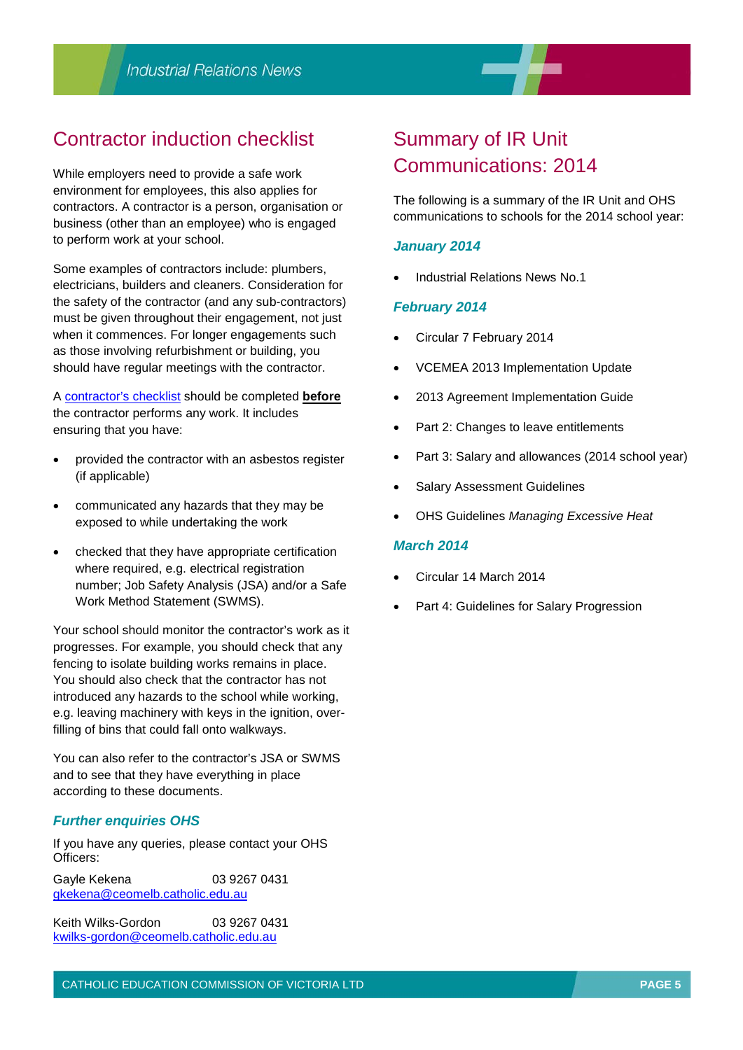## Contractor induction checklist

While employers need to provide a safe work environment for employees, this also applies for contractors. A contractor is a person, organisation or business (other than an employee) who is engaged to perform work at your school.

Some examples of contractors include: plumbers, electricians, builders and cleaners. Consideration for the safety of the contractor (and any sub-contractors) must be given throughout their engagement, not just when it commences. For longer engagements such as those involving refurbishment or building, you should have regular meetings with the contractor.

A contractor's checklist should be completed **before** the contractor performs any work. It includes ensuring that you have:

- provided the contractor with an asbestos register (if applicable)
- communicated any hazards that they may be exposed to while undertaking the work
- checked that they have appropriate certification where required, e.g. electrical registration number; Job Safety Analysis (JSA) and/or a Safe Work Method Statement (SWMS).

Your school should monitor the contractor's work as it progresses. For example, you should check that any fencing to isolate building works remains in place. You should also check that the contractor has not introduced any hazards to the school while working, e.g. leaving machinery with keys in the ignition, over-filling of bins that could fall onto walkways.

You can also refer to the contractor's JSA or SWMS and to see that they have everything in place according to these documents.

### *Further enquiries OHS*

If you have any queries, please contact your OHS Officers:

Gayle Kekena 03 9267 0431
gkekena@ceomelb.catholic.edu.au

Keith Wilks-Gordon 03 9267 0431
kwilks-gordon@ceomelb.catholic.edu.au

## Summary of IR Unit Communications: 2014

The following is a summary of the IR Unit and OHS communications to schools for the 2014 school year:

### *January 2014*

- Industrial Relations News No.1

### *February 2014*

- Circular 7 February 2014
- VCEMEA 2013 Implementation Update
- 2013 Agreement Implementation Guide
- Part 2: Changes to leave entitlements
- Part 3: Salary and allowances (2014 school year)
- Salary Assessment Guidelines
- OHS Guidelines *Managing Excessive Heat*

### *March 2014*

- Circular 14 March 2014
- Part 4: Guidelines for Salary Progression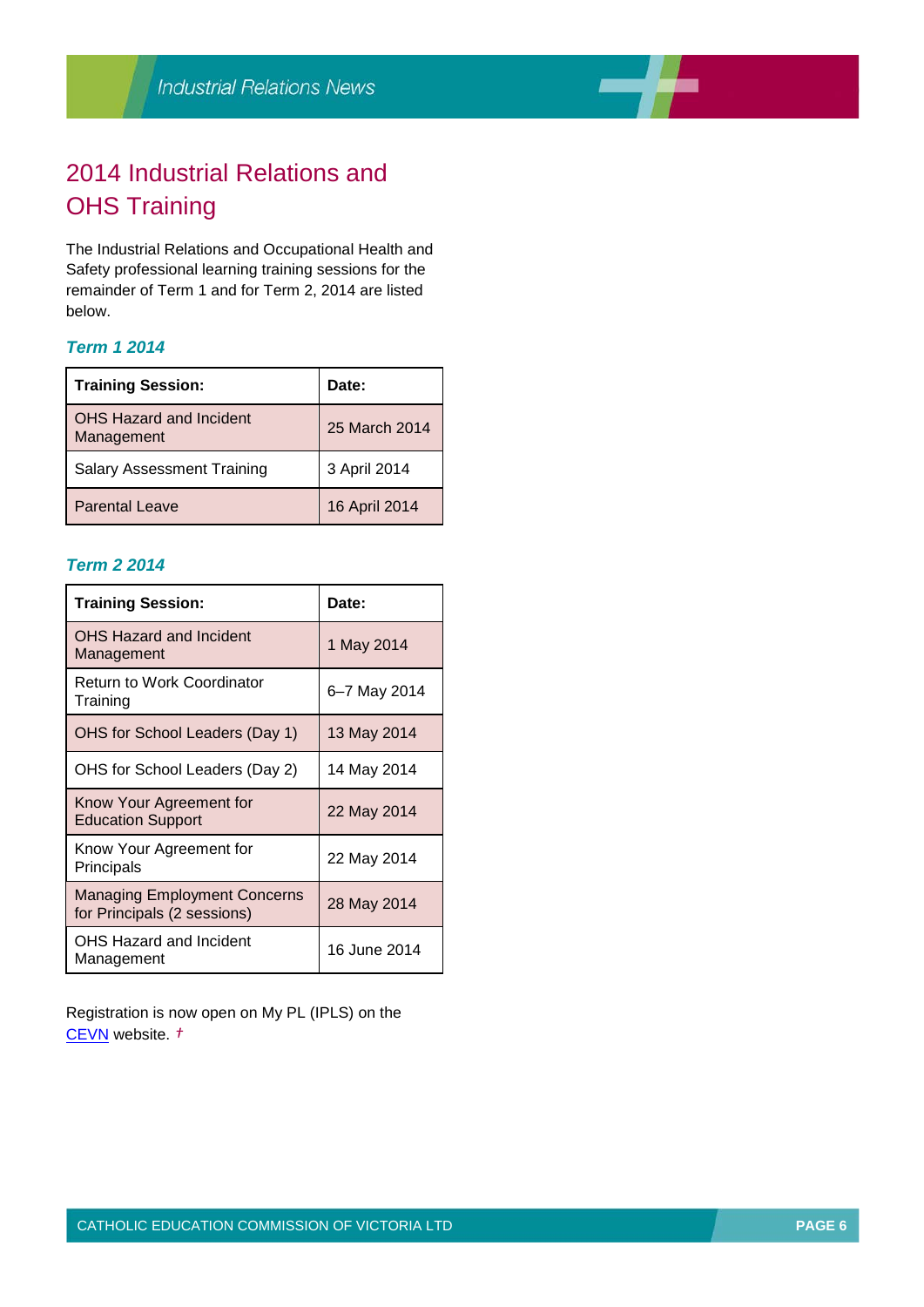# 2014 Industrial Relations and OHS Training

The Industrial Relations and Occupational Health and Safety professional learning training sessions for the remainder of Term 1 and for Term 2, 2014 are listed below.

### *Term 1 2014*

| Training Session: | Date: |
| --- | --- |
| OHS Hazard and Incident Management | 25 March 2014 |
| Salary Assessment Training | 3 April 2014 |
| Parental Leave | 16 April 2014 |

### *Term 2 2014*

| Training Session: | Date: |
| --- | --- |
| OHS Hazard and Incident Management | 1 May 2014 |
| Return to Work Coordinator Training | 6–7 May 2014 |
| OHS for School Leaders (Day 1) | 13 May 2014 |
| OHS for School Leaders (Day 2) | 14 May 2014 |
| Know Your Agreement for Education Support | 22 May 2014 |
| Know Your Agreement for Principals | 22 May 2014 |
| Managing Employment Concerns for Principals (2 sessions) | 28 May 2014 |
| OHS Hazard and Incident Management | 16 June 2014 |

Registration is now open on My PL (IPLS) on the CEVN website. †